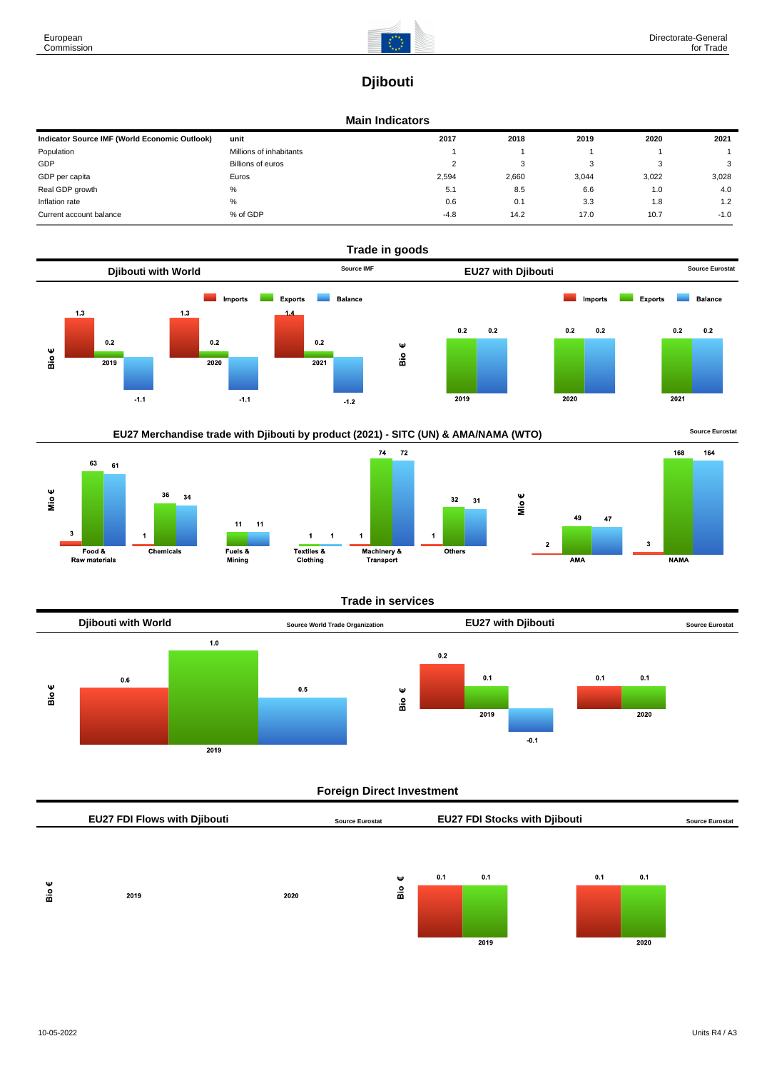# Djibouti

## Main Indicators

| Indicator Source IMF (World Economic Outlook) | unit | 2017 | 2018 | 2019 | 2020 | 2021 |
|---|---|---|---|---|---|---|
| Population | Millions of inhabitants | 1 | 1 | 1 | 1 | 1 |
| GDP | Billions of euros | 2 | 3 | 3 | 3 | 3 |
| GDP per capita | Euros | 2,594 | 2,660 | 3,044 | 3,022 | 3,028 |
| Real GDP growth | % | 5.1 | 8.5 | 6.6 | 1.0 | 4.0 |
| Inflation rate | % | 0.6 | 0.1 | 3.3 | 1.8 | 1.2 |
| Current account balance | % of GDP | -4.8 | 14.2 | 17.0 | 10.7 | -1.0 |

## Trade in goods

### Djibouti with World

Source IMF

Bio €

| | Imports | Exports | Balance |
|---|---|---|---|
| 2019 | 1.3 | 0.2 | -1.1 |
| 2020 | 1.3 | 0.2 | -1.1 |
| 2021 | 1.4 | 0.2 | -1.2 |

### EU27 with Djibouti

Source Eurostat

Bio €

| | Imports | Exports | Balance |
|---|---|---|---|
| 2019 | | 0.2 | 0.2 |
| 2020 | | 0.2 | 0.2 |
| 2021 | | 0.2 | 0.2 |

### EU27 Merchandise trade with Djibouti by product (2021) - SITC (UN) & AMA/NAMA (WTO)

Source Eurostat

Mio €

| | Imports | Exports | Balance |
|---|---|---|---|
| Food & Raw materials | 3 | 63 | 61 |
| Chemicals | 1 | 36 | 34 |
| Fuels & Mining | | 11 | 11 |
| Textiles & Clothing | | 1 | 1 |
| Machinery & Transport | 1 | 74 | 72 |
| Others | 1 | 32 | 31 |
| AMA | 2 | 49 | 47 |
| NAMA | 3 | 168 | 164 |

## Trade in services

### Djibouti with World

Source World Trade Organization

Bio €

| | Imports | Exports | Balance |
|---|---|---|---|
| 2019 | 0.6 | 1.0 | 0.5 |

### EU27 with Djibouti

Source Eurostat

Bio €

| | Imports | Exports | Balance |
|---|---|---|---|
| 2019 | 0.2 | 0.1 | -0.1 |
| 2020 | 0.1 | 0.1 | |

## Foreign Direct Investment

### EU27 FDI Flows with Djibouti

Source Eurostat

Bio €

2019 2020

### EU27 FDI Stocks with Djibouti

Source Eurostat

Bio €

| | Inward | Outward |
|---|---|---|
| 2019 | 0.1 | 0.1 |
| 2020 | 0.1 | 0.1 |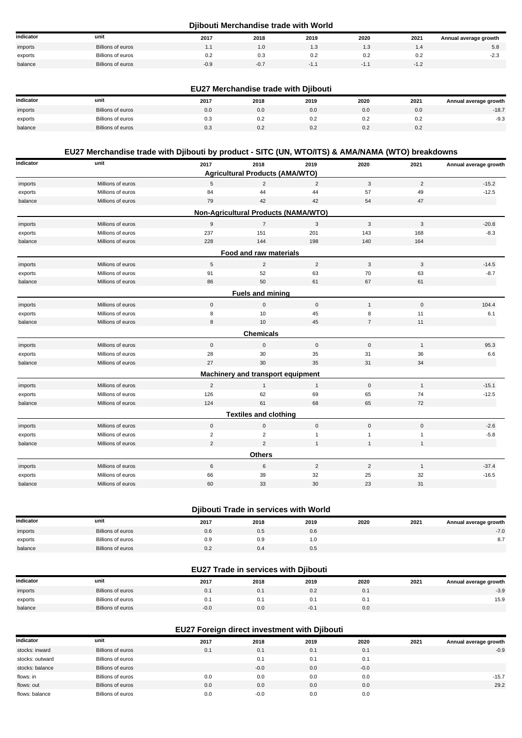## Djibouti Merchandise trade with World

| indicator | unit | 2017 | 2018 | 2019 | 2020 | 2021 | Annual average growth |
|---|---|---|---|---|---|---|---|
| imports | Billions of euros | 1.1 | 1.0 | 1.3 | 1.3 | 1.4 | 5.8 |
| exports | Billions of euros | 0.2 | 0.3 | 0.2 | 0.2 | 0.2 | -2.3 |
| balance | Billions of euros | -0.9 | -0.7 | -1.1 | -1.1 | -1.2 | |

## EU27 Merchandise trade with Djibouti

| indicator | unit | 2017 | 2018 | 2019 | 2020 | 2021 | Annual average growth |
|---|---|---|---|---|---|---|---|
| imports | Billions of euros | 0.0 | 0.0 | 0.0 | 0.0 | 0.0 | -18.7 |
| exports | Billions of euros | 0.3 | 0.2 | 0.2 | 0.2 | 0.2 | -9.3 |
| balance | Billions of euros | 0.3 | 0.2 | 0.2 | 0.2 | 0.2 | |

## EU27 Merchandise trade with Djibouti by product - SITC (UN, WTO/ITS) & AMA/NAMA (WTO) breakdowns

| indicator | unit | 2017 | 2018 | 2019 | 2020 | 2021 | Annual average growth |
|---|---|---|---|---|---|---|---|
| | | | **Agricultural Products (AMA/WTO)** | | | | |
| imports | Millions of euros | 5 | 2 | 2 | 3 | 2 | -15.2 |
| exports | Millions of euros | 84 | 44 | 44 | 57 | 49 | -12.5 |
| balance | Millions of euros | 79 | 42 | 42 | 54 | 47 | |
| | | | **Non-Agricultural Products (NAMA/WTO)** | | | | |
| imports | Millions of euros | 9 | 7 | 3 | 3 | 3 | -20.8 |
| exports | Millions of euros | 237 | 151 | 201 | 143 | 168 | -8.3 |
| balance | Millions of euros | 228 | 144 | 198 | 140 | 164 | |
| | | | **Food and raw materials** | | | | |
| imports | Millions of euros | 5 | 2 | 2 | 3 | 3 | -14.5 |
| exports | Millions of euros | 91 | 52 | 63 | 70 | 63 | -8.7 |
| balance | Millions of euros | 86 | 50 | 61 | 67 | 61 | |
| | | | **Fuels and mining** | | | | |
| imports | Millions of euros | 0 | 0 | 0 | 1 | 0 | 104.4 |
| exports | Millions of euros | 8 | 10 | 45 | 8 | 11 | 6.1 |
| balance | Millions of euros | 8 | 10 | 45 | 7 | 11 | |
| | | | **Chemicals** | | | | |
| imports | Millions of euros | 0 | 0 | 0 | 0 | 1 | 95.3 |
| exports | Millions of euros | 28 | 30 | 35 | 31 | 36 | 6.6 |
| balance | Millions of euros | 27 | 30 | 35 | 31 | 34 | |
| | | | **Machinery and transport equipment** | | | | |
| imports | Millions of euros | 2 | 1 | 1 | 0 | 1 | -15.1 |
| exports | Millions of euros | 126 | 62 | 69 | 65 | 74 | -12.5 |
| balance | Millions of euros | 124 | 61 | 68 | 65 | 72 | |
| | | | **Textiles and clothing** | | | | |
| imports | Millions of euros | 0 | 0 | 0 | 0 | 0 | -2.6 |
| exports | Millions of euros | 2 | 2 | 1 | 1 | 1 | -5.8 |
| balance | Millions of euros | 2 | 2 | 1 | 1 | 1 | |
| | | | **Others** | | | | |
| imports | Millions of euros | 6 | 6 | 2 | 2 | 1 | -37.4 |
| exports | Millions of euros | 66 | 39 | 32 | 25 | 32 | -16.5 |
| balance | Millions of euros | 60 | 33 | 30 | 23 | 31 | |

## Djibouti Trade in services with World

| indicator | unit | 2017 | 2018 | 2019 | 2020 | 2021 | Annual average growth |
|---|---|---|---|---|---|---|---|
| imports | Billions of euros | 0.6 | 0.5 | 0.6 | | | -7.0 |
| exports | Billions of euros | 0.9 | 0.9 | 1.0 | | | 8.7 |
| balance | Billions of euros | 0.2 | 0.4 | 0.5 | | | |

## EU27 Trade in services with Djibouti

| indicator | unit | 2017 | 2018 | 2019 | 2020 | 2021 | Annual average growth |
|---|---|---|---|---|---|---|---|
| imports | Billions of euros | 0.1 | 0.1 | 0.2 | 0.1 | | -3.9 |
| exports | Billions of euros | 0.1 | 0.1 | 0.1 | 0.1 | | 15.9 |
| balance | Billions of euros | -0.0 | 0.0 | -0.1 | 0.0 | | |

## EU27 Foreign direct investment with Djibouti

| indicator | unit | 2017 | 2018 | 2019 | 2020 | 2021 | Annual average growth |
|---|---|---|---|---|---|---|---|
| stocks: inward | Billions of euros | 0.1 | 0.1 | 0.1 | 0.1 | | -0.9 |
| stocks: outward | Billions of euros | | 0.1 | 0.1 | 0.1 | | |
| stocks: balance | Billions of euros | | -0.0 | 0.0 | -0.0 | | |
| flows: in | Billions of euros | 0.0 | 0.0 | 0.0 | 0.0 | | -15.7 |
| flows: out | Billions of euros | 0.0 | 0.0 | 0.0 | 0.0 | | 29.2 |
| flows: balance | Billions of euros | 0.0 | -0.0 | 0.0 | 0.0 | | |